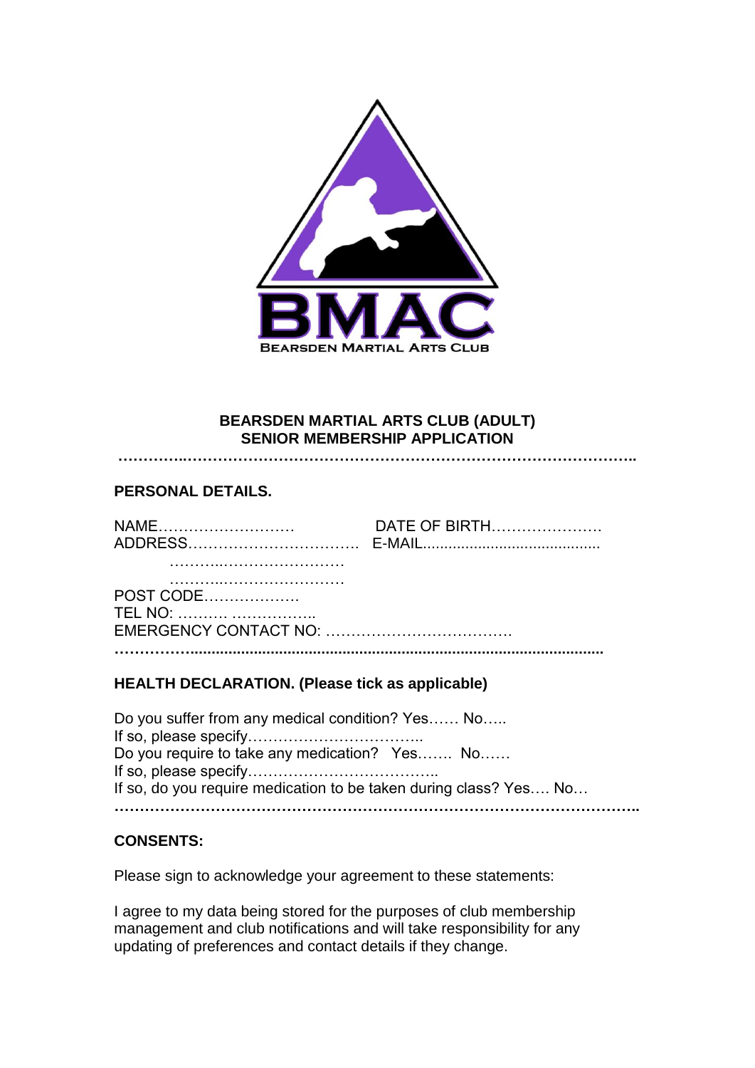BMAC

BEARSDEN MARTIAL ARTS CLUB

**BEARSDEN MARTIAL ARTS CLUB (ADULT)**
**SENIOR MEMBERSHIP APPLICATION**

**……………………………………………………………………………………………..**

**PERSONAL DETAILS.**

NAME……………………… DATE OF BIRTH…………………
ADDRESS……………………………. E-MAIL...........................................
……….……………………
……….……………………
POST CODE……………….
TEL NO: ………. ……………..
EMERGENCY CONTACT NO: ……………………………….

**……………............................................................................................**

**HEALTH DECLARATION. (Please tick as applicable)**

Do you suffer from any medical condition? Yes…… No…..
If so, please specify……………………………..
Do you require to take any medication? Yes……. No……
If so, please specify………………………………..
If so, do you require medication to be taken during class? Yes…. No…

**……………………………………………………………………………………………..**

**CONSENTS:**

Please sign to acknowledge your agreement to these statements:

I agree to my data being stored for the purposes of club membership management and club notifications and will take responsibility for any updating of preferences and contact details if they change.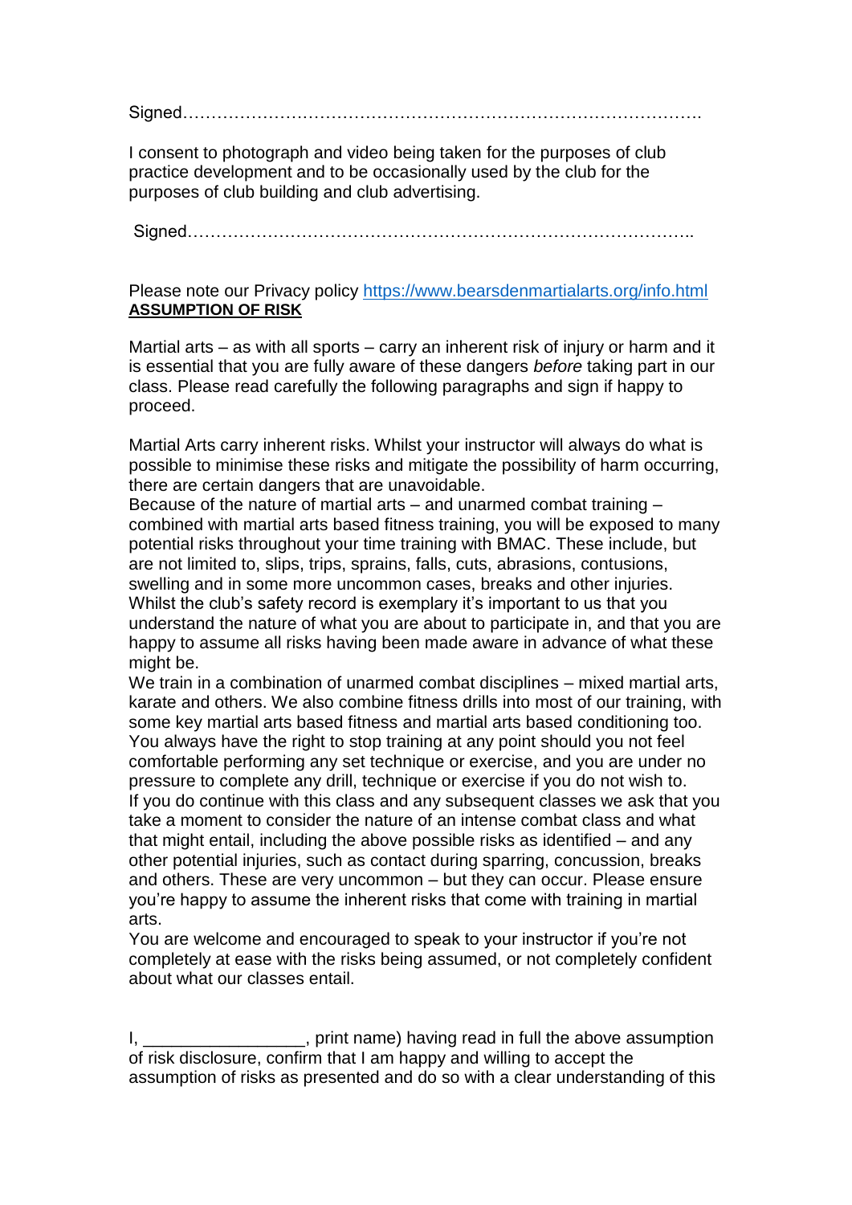Signed……………………………………………………………………………….

I consent to photograph and video being taken for the purposes of club practice development and to be occasionally used by the club for the purposes of club building and club advertising.

Signed……………………………………………………………………………..

Please note our Privacy policy [https://www.bearsdenmartialarts.org/info.html](https://www.bearsdenmartialarts.org/info.html)

**ASSUMPTION OF RISK**

Martial arts – as with all sports – carry an inherent risk of injury or harm and it is essential that you are fully aware of these dangers *before* taking part in our class. Please read carefully the following paragraphs and sign if happy to proceed.

Martial Arts carry inherent risks. Whilst your instructor will always do what is possible to minimise these risks and mitigate the possibility of harm occurring, there are certain dangers that are unavoidable.

Because of the nature of martial arts – and unarmed combat training – combined with martial arts based fitness training, you will be exposed to many potential risks throughout your time training with BMAC. These include, but are not limited to, slips, trips, sprains, falls, cuts, abrasions, contusions, swelling and in some more uncommon cases, breaks and other injuries.

Whilst the club's safety record is exemplary it's important to us that you understand the nature of what you are about to participate in, and that you are happy to assume all risks having been made aware in advance of what these might be.

We train in a combination of unarmed combat disciplines – mixed martial arts, karate and others. We also combine fitness drills into most of our training, with some key martial arts based fitness and martial arts based conditioning too.

You always have the right to stop training at any point should you not feel comfortable performing any set technique or exercise, and you are under no pressure to complete any drill, technique or exercise if you do not wish to.

If you do continue with this class and any subsequent classes we ask that you take a moment to consider the nature of an intense combat class and what that might entail, including the above possible risks as identified – and any other potential injuries, such as contact during sparring, concussion, breaks and others. These are very uncommon – but they can occur. Please ensure you're happy to assume the inherent risks that come with training in martial arts.

You are welcome and encouraged to speak to your instructor if you're not completely at ease with the risks being assumed, or not completely confident about what our classes entail.

I, _________________, print name) having read in full the above assumption of risk disclosure, confirm that I am happy and willing to accept the assumption of risks as presented and do so with a clear understanding of this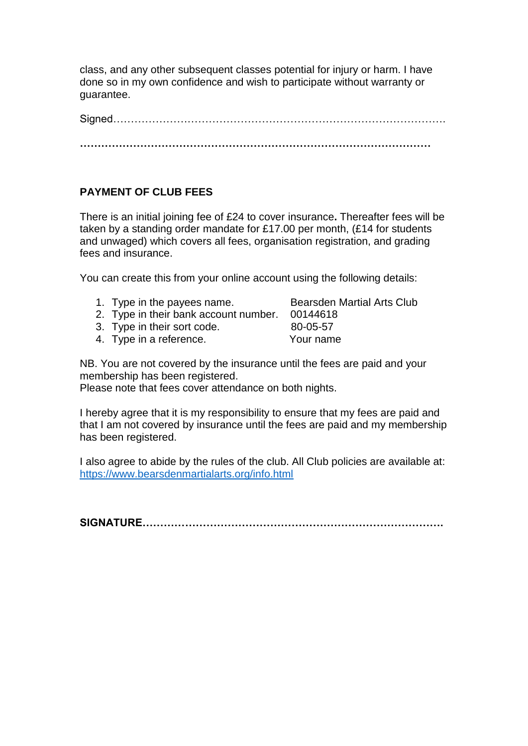class, and any other subsequent classes potential for injury or harm. I have done so in my own confidence and wish to participate without warranty or guarantee.

Signed………………………………………………………………………………

………………………………………………………………………………………

**PAYMENT OF CLUB FEES**

There is an initial joining fee of £24 to cover insurance**.** Thereafter fees will be taken by a standing order mandate for £17.00 per month, (£14 for students and unwaged) which covers all fees, organisation registration, and grading fees and insurance.

You can create this from your online account using the following details:

1. Type in the payees name. Bearsden Martial Arts Club
2. Type in their bank account number. 00144618
3. Type in their sort code. 80-05-57
4. Type in a reference. Your name

NB. You are not covered by the insurance until the fees are paid and your membership has been registered.
Please note that fees cover attendance on both nights.

I hereby agree that it is my responsibility to ensure that my fees are paid and that I am not covered by insurance until the fees are paid and my membership has been registered.

I also agree to abide by the rules of the club. All Club policies are available at: https://www.bearsdenmartialarts.org/info.html

**SIGNATURE…………………………………………………………………………**